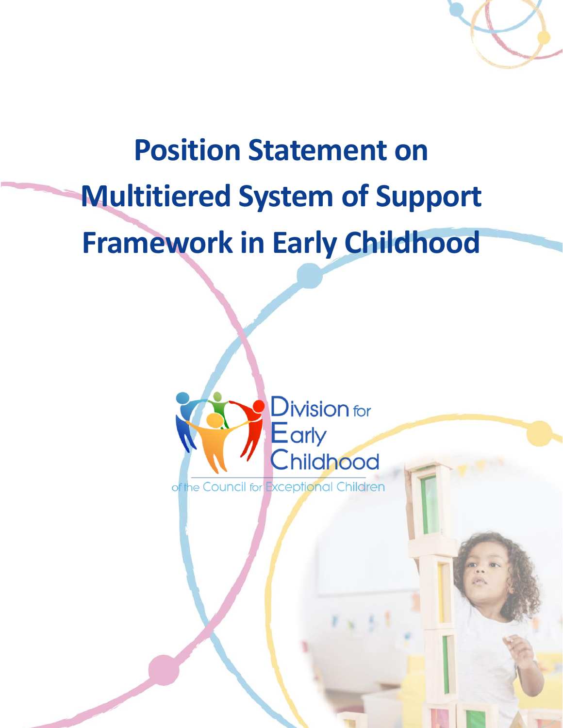# Position Statement on Multitiered System of Support Framework in Early Childhood

Division for Early Childhood

of the Council for Exceptional Children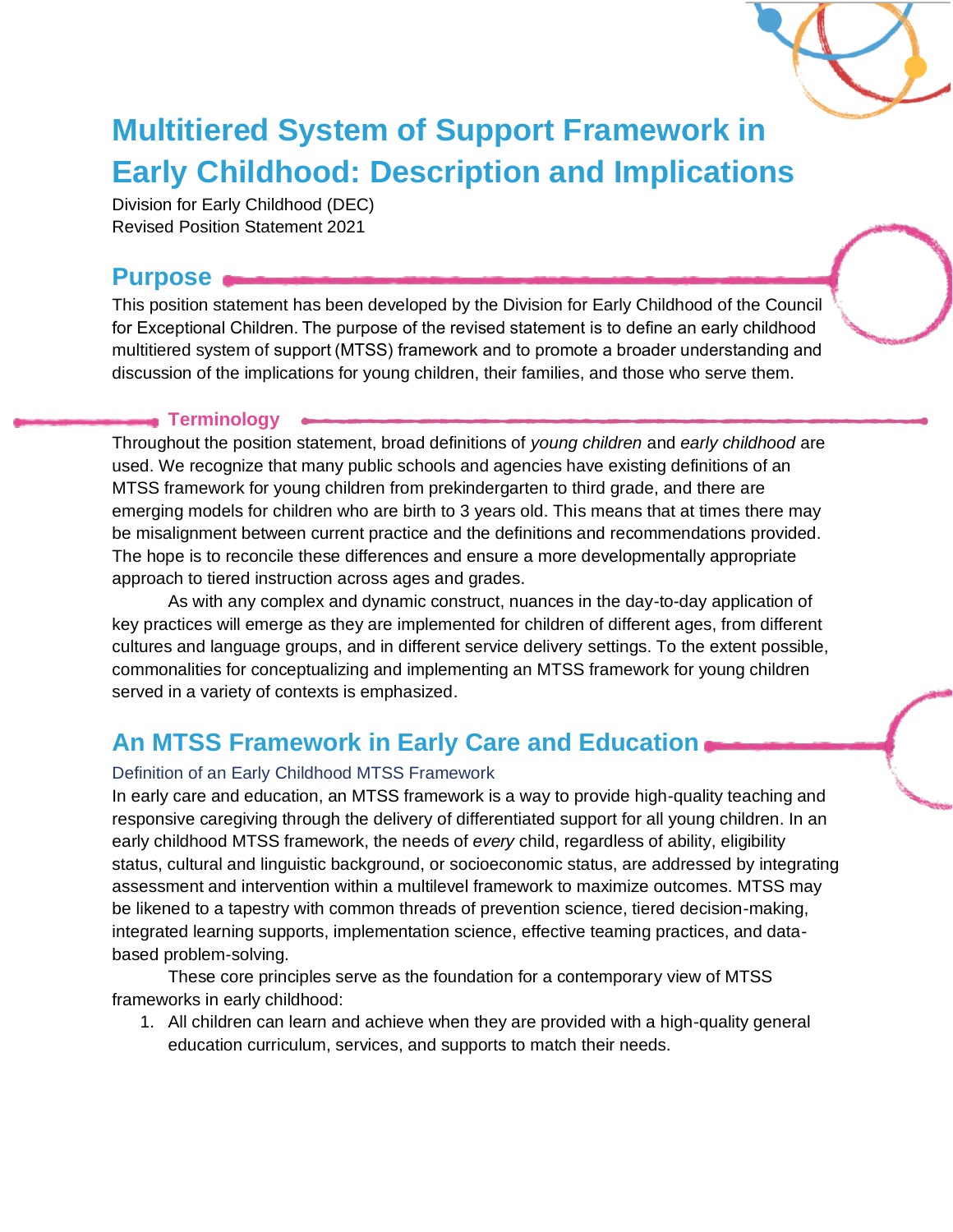# Multitiered System of Support Framework in Early Childhood: Description and Implications

Division for Early Childhood (DEC)
Revised Position Statement 2021

## Purpose

This position statement has been developed by the Division for Early Childhood of the Council for Exceptional Children. The purpose of the revised statement is to define an early childhood multitiered system of support (MTSS) framework and to promote a broader understanding and discussion of the implications for young children, their families, and those who serve them.

### Terminology

Throughout the position statement, broad definitions of *young children* and *early childhood* are used. We recognize that many public schools and agencies have existing definitions of an MTSS framework for young children from prekindergarten to third grade, and there are emerging models for children who are birth to 3 years old. This means that at times there may be misalignment between current practice and the definitions and recommendations provided. The hope is to reconcile these differences and ensure a more developmentally appropriate approach to tiered instruction across ages and grades.

As with any complex and dynamic construct, nuances in the day-to-day application of key practices will emerge as they are implemented for children of different ages, from different cultures and language groups, and in different service delivery settings. To the extent possible, commonalities for conceptualizing and implementing an MTSS framework for young children served in a variety of contexts is emphasized.

## An MTSS Framework in Early Care and Education

### Definition of an Early Childhood MTSS Framework

In early care and education, an MTSS framework is a way to provide high-quality teaching and responsive caregiving through the delivery of differentiated support for all young children. In an early childhood MTSS framework, the needs of *every* child, regardless of ability, eligibility status, cultural and linguistic background, or socioeconomic status, are addressed by integrating assessment and intervention within a multilevel framework to maximize outcomes. MTSS may be likened to a tapestry with common threads of prevention science, tiered decision-making, integrated learning supports, implementation science, effective teaming practices, and data-based problem-solving.

These core principles serve as the foundation for a contemporary view of MTSS frameworks in early childhood:

1. All children can learn and achieve when they are provided with a high-quality general education curriculum, services, and supports to match their needs.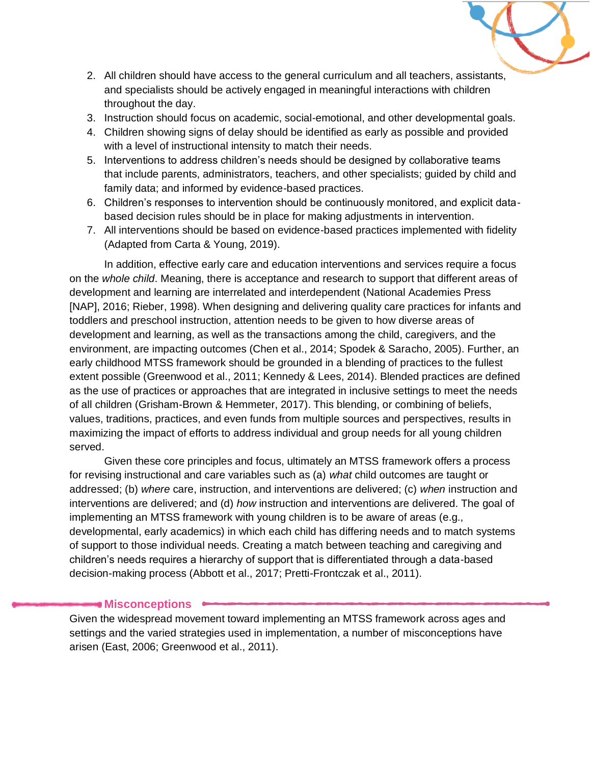2. All children should have access to the general curriculum and all teachers, assistants, and specialists should be actively engaged in meaningful interactions with children throughout the day.
3. Instruction should focus on academic, social-emotional, and other developmental goals.
4. Children showing signs of delay should be identified as early as possible and provided with a level of instructional intensity to match their needs.
5. Interventions to address children's needs should be designed by collaborative teams that include parents, administrators, teachers, and other specialists; guided by child and family data; and informed by evidence-based practices.
6. Children's responses to intervention should be continuously monitored, and explicit data-based decision rules should be in place for making adjustments in intervention.
7. All interventions should be based on evidence-based practices implemented with fidelity (Adapted from Carta & Young, 2019).

In addition, effective early care and education interventions and services require a focus on the *whole child*. Meaning, there is acceptance and research to support that different areas of development and learning are interrelated and interdependent (National Academies Press [NAP], 2016; Rieber, 1998). When designing and delivering quality care practices for infants and toddlers and preschool instruction, attention needs to be given to how diverse areas of development and learning, as well as the transactions among the child, caregivers, and the environment, are impacting outcomes (Chen et al., 2014; Spodek & Saracho, 2005). Further, an early childhood MTSS framework should be grounded in a blending of practices to the fullest extent possible (Greenwood et al., 2011; Kennedy & Lees, 2014). Blended practices are defined as the use of practices or approaches that are integrated in inclusive settings to meet the needs of all children (Grisham-Brown & Hemmeter, 2017). This blending, or combining of beliefs, values, traditions, practices, and even funds from multiple sources and perspectives, results in maximizing the impact of efforts to address individual and group needs for all young children served.

Given these core principles and focus, ultimately an MTSS framework offers a process for revising instructional and care variables such as (a) *what* child outcomes are taught or addressed; (b) *where* care, instruction, and interventions are delivered; (c) *when* instruction and interventions are delivered; and (d) *how* instruction and interventions are delivered. The goal of implementing an MTSS framework with young children is to be aware of areas (e.g., developmental, early academics) in which each child has differing needs and to match systems of support to those individual needs. Creating a match between teaching and caregiving and children's needs requires a hierarchy of support that is differentiated through a data-based decision-making process (Abbott et al., 2017; Pretti-Frontczak et al., 2011).

## Misconceptions

Given the widespread movement toward implementing an MTSS framework across ages and settings and the varied strategies used in implementation, a number of misconceptions have arisen (East, 2006; Greenwood et al., 2011).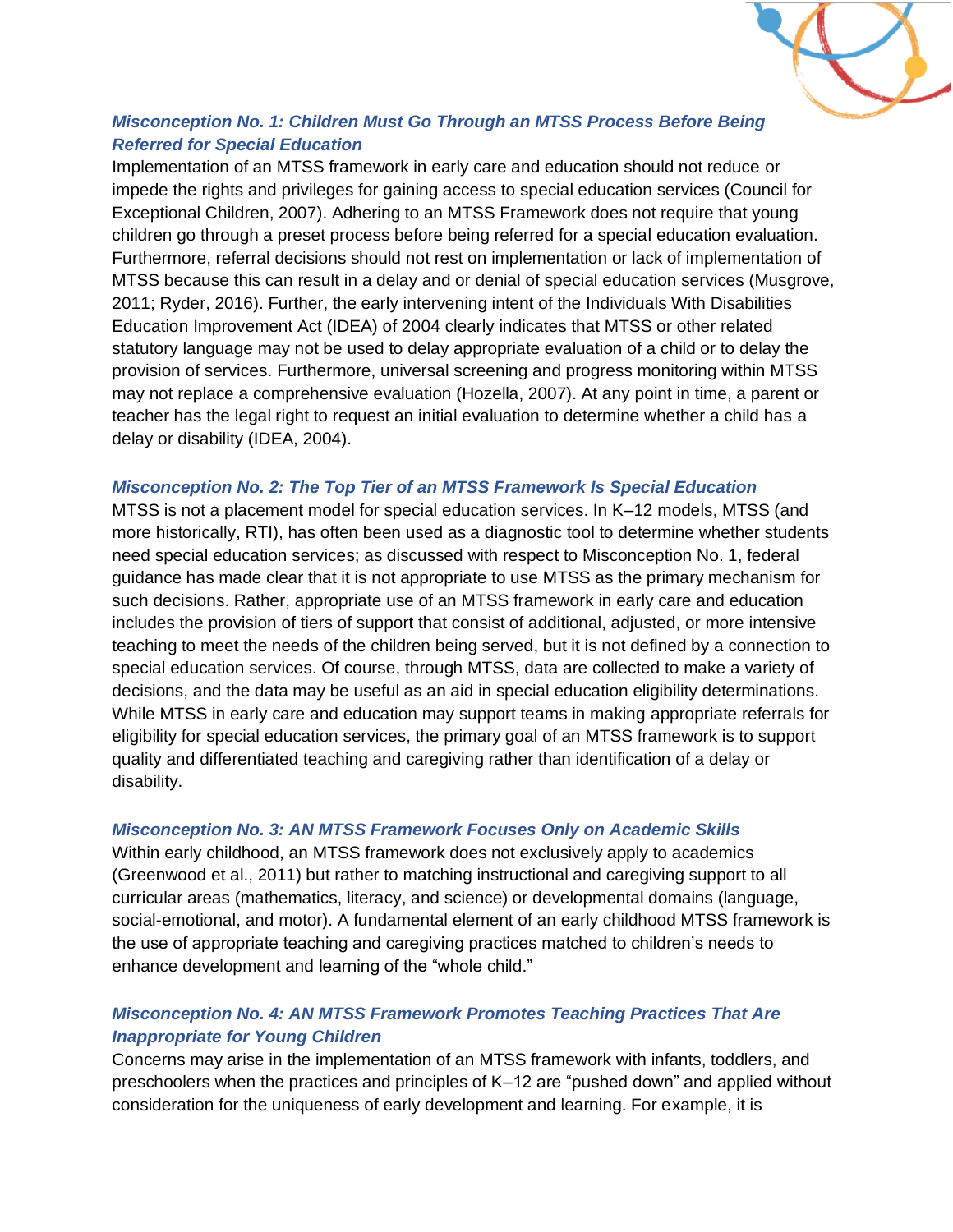### *Misconception No. 1: Children Must Go Through an MTSS Process Before Being Referred for Special Education*

Implementation of an MTSS framework in early care and education should not reduce or impede the rights and privileges for gaining access to special education services (Council for Exceptional Children, 2007). Adhering to an MTSS Framework does not require that young children go through a preset process before being referred for a special education evaluation. Furthermore, referral decisions should not rest on implementation or lack of implementation of MTSS because this can result in a delay and or denial of special education services (Musgrove, 2011; Ryder, 2016). Further, the early intervening intent of the Individuals With Disabilities Education Improvement Act (IDEA) of 2004 clearly indicates that MTSS or other related statutory language may not be used to delay appropriate evaluation of a child or to delay the provision of services. Furthermore, universal screening and progress monitoring within MTSS may not replace a comprehensive evaluation (Hozella, 2007). At any point in time, a parent or teacher has the legal right to request an initial evaluation to determine whether a child has a delay or disability (IDEA, 2004).

### *Misconception No. 2: The Top Tier of an MTSS Framework Is Special Education*

MTSS is not a placement model for special education services. In K–12 models, MTSS (and more historically, RTI), has often been used as a diagnostic tool to determine whether students need special education services; as discussed with respect to Misconception No. 1, federal guidance has made clear that it is not appropriate to use MTSS as the primary mechanism for such decisions. Rather, appropriate use of an MTSS framework in early care and education includes the provision of tiers of support that consist of additional, adjusted, or more intensive teaching to meet the needs of the children being served, but it is not defined by a connection to special education services. Of course, through MTSS, data are collected to make a variety of decisions, and the data may be useful as an aid in special education eligibility determinations. While MTSS in early care and education may support teams in making appropriate referrals for eligibility for special education services, the primary goal of an MTSS framework is to support quality and differentiated teaching and caregiving rather than identification of a delay or disability.

### *Misconception No. 3: AN MTSS Framework Focuses Only on Academic Skills*

Within early childhood, an MTSS framework does not exclusively apply to academics (Greenwood et al., 2011) but rather to matching instructional and caregiving support to all curricular areas (mathematics, literacy, and science) or developmental domains (language, social-emotional, and motor). A fundamental element of an early childhood MTSS framework is the use of appropriate teaching and caregiving practices matched to children's needs to enhance development and learning of the "whole child."

### *Misconception No. 4: AN MTSS Framework Promotes Teaching Practices That Are Inappropriate for Young Children*

Concerns may arise in the implementation of an MTSS framework with infants, toddlers, and preschoolers when the practices and principles of K–12 are "pushed down" and applied without consideration for the uniqueness of early development and learning. For example, it is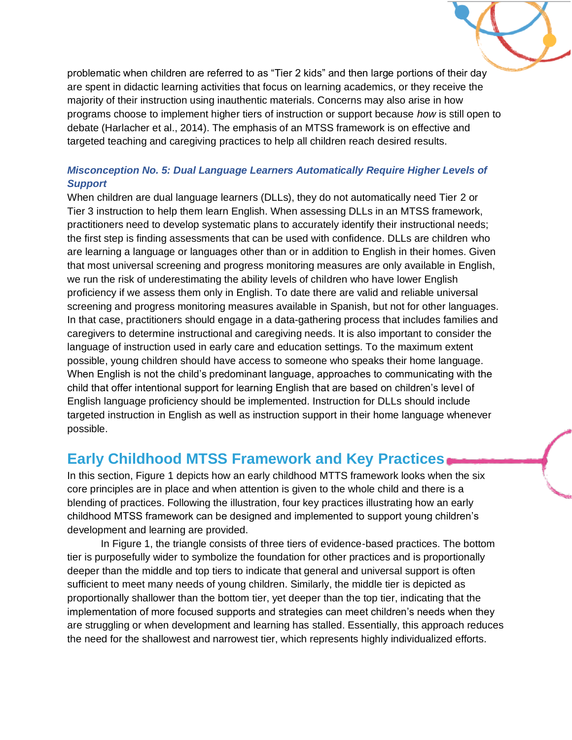problematic when children are referred to as "Tier 2 kids" and then large portions of their day are spent in didactic learning activities that focus on learning academics, or they receive the majority of their instruction using inauthentic materials. Concerns may also arise in how programs choose to implement higher tiers of instruction or support because *how* is still open to debate (Harlacher et al., 2014). The emphasis of an MTSS framework is on effective and targeted teaching and caregiving practices to help all children reach desired results.

### *Misconception No. 5: Dual Language Learners Automatically Require Higher Levels of Support*

When children are dual language learners (DLLs), they do not automatically need Tier 2 or Tier 3 instruction to help them learn English. When assessing DLLs in an MTSS framework, practitioners need to develop systematic plans to accurately identify their instructional needs; the first step is finding assessments that can be used with confidence. DLLs are children who are learning a language or languages other than or in addition to English in their homes. Given that most universal screening and progress monitoring measures are only available in English, we run the risk of underestimating the ability levels of children who have lower English proficiency if we assess them only in English. To date there are valid and reliable universal screening and progress monitoring measures available in Spanish, but not for other languages. In that case, practitioners should engage in a data-gathering process that includes families and caregivers to determine instructional and caregiving needs. It is also important to consider the language of instruction used in early care and education settings. To the maximum extent possible, young children should have access to someone who speaks their home language. When English is not the child's predominant language, approaches to communicating with the child that offer intentional support for learning English that are based on children's level of English language proficiency should be implemented. Instruction for DLLs should include targeted instruction in English as well as instruction support in their home language whenever possible.

## Early Childhood MTSS Framework and Key Practices

In this section, Figure 1 depicts how an early childhood MTTS framework looks when the six core principles are in place and when attention is given to the whole child and there is a blending of practices. Following the illustration, four key practices illustrating how an early childhood MTSS framework can be designed and implemented to support young children's development and learning are provided.

In Figure 1, the triangle consists of three tiers of evidence-based practices. The bottom tier is purposefully wider to symbolize the foundation for other practices and is proportionally deeper than the middle and top tiers to indicate that general and universal support is often sufficient to meet many needs of young children. Similarly, the middle tier is depicted as proportionally shallower than the bottom tier, yet deeper than the top tier, indicating that the implementation of more focused supports and strategies can meet children's needs when they are struggling or when development and learning has stalled. Essentially, this approach reduces the need for the shallowest and narrowest tier, which represents highly individualized efforts.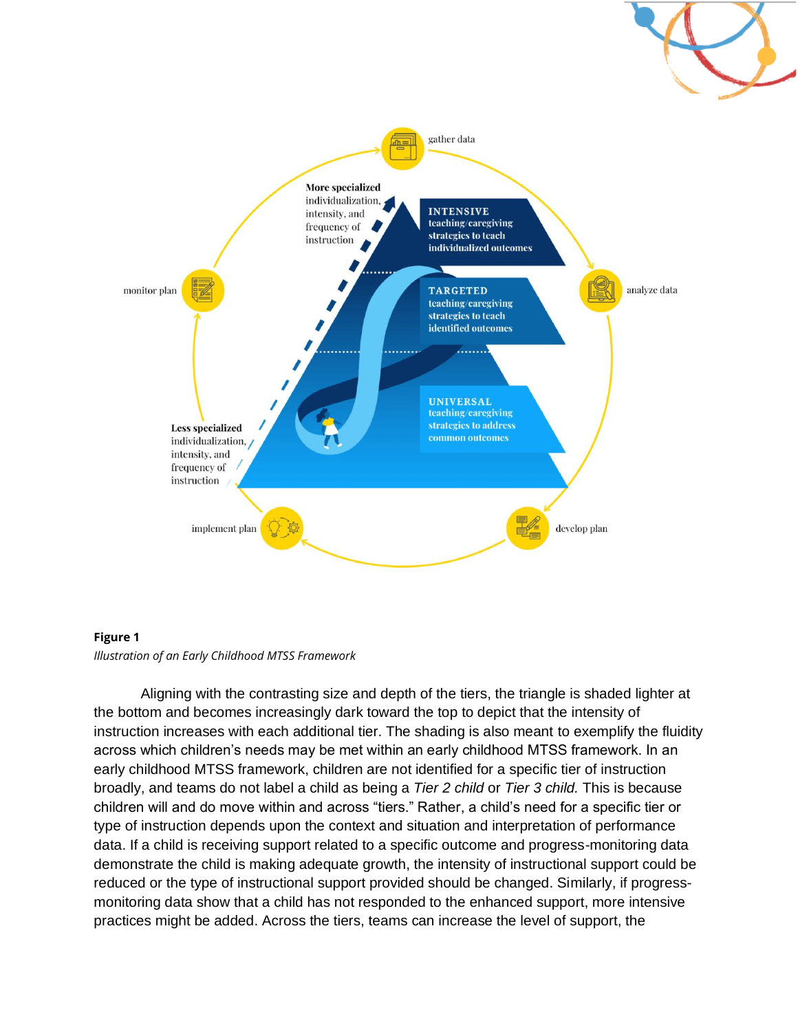**Figure 1**

*Illustration of an Early Childhood MTSS Framework*

Aligning with the contrasting size and depth of the tiers, the triangle is shaded lighter at the bottom and becomes increasingly dark toward the top to depict that the intensity of instruction increases with each additional tier. The shading is also meant to exemplify the fluidity across which children's needs may be met within an early childhood MTSS framework. In an early childhood MTSS framework, children are not identified for a specific tier of instruction broadly, and teams do not label a child as being a *Tier 2 child* or *Tier 3 child.* This is because children will and do move within and across "tiers." Rather, a child's need for a specific tier or type of instruction depends upon the context and situation and interpretation of performance data. If a child is receiving support related to a specific outcome and progress-monitoring data demonstrate the child is making adequate growth, the intensity of instructional support could be reduced or the type of instructional support provided should be changed. Similarly, if progress-monitoring data show that a child has not responded to the enhanced support, more intensive practices might be added. Across the tiers, teams can increase the level of support, the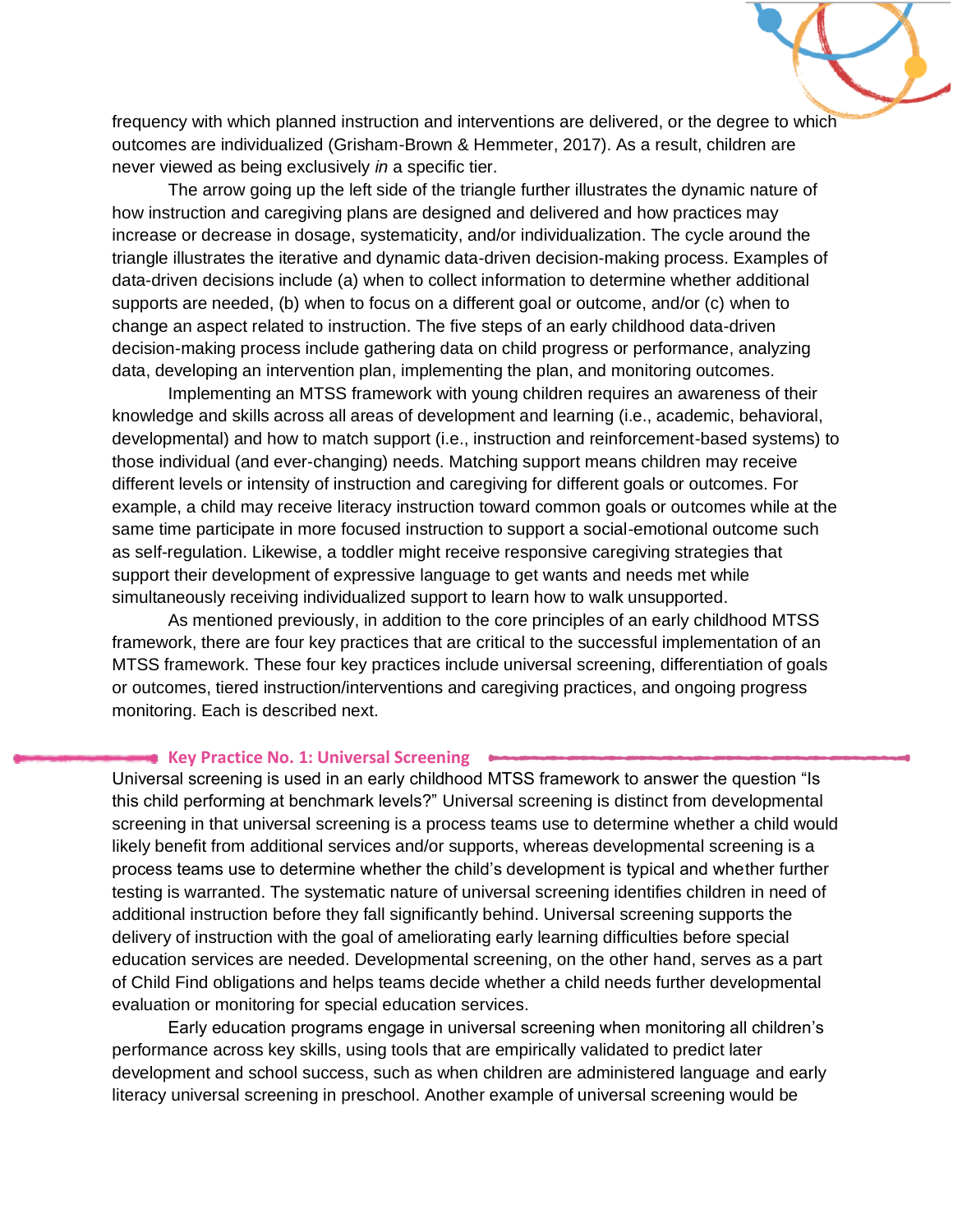frequency with which planned instruction and interventions are delivered, or the degree to which outcomes are individualized (Grisham-Brown & Hemmeter, 2017). As a result, children are never viewed as being exclusively *in* a specific tier.

The arrow going up the left side of the triangle further illustrates the dynamic nature of how instruction and caregiving plans are designed and delivered and how practices may increase or decrease in dosage, systematicity, and/or individualization. The cycle around the triangle illustrates the iterative and dynamic data-driven decision-making process. Examples of data-driven decisions include (a) when to collect information to determine whether additional supports are needed, (b) when to focus on a different goal or outcome, and/or (c) when to change an aspect related to instruction. The five steps of an early childhood data-driven decision-making process include gathering data on child progress or performance, analyzing data, developing an intervention plan, implementing the plan, and monitoring outcomes.

Implementing an MTSS framework with young children requires an awareness of their knowledge and skills across all areas of development and learning (i.e., academic, behavioral, developmental) and how to match support (i.e., instruction and reinforcement-based systems) to those individual (and ever-changing) needs. Matching support means children may receive different levels or intensity of instruction and caregiving for different goals or outcomes. For example, a child may receive literacy instruction toward common goals or outcomes while at the same time participate in more focused instruction to support a social-emotional outcome such as self-regulation. Likewise, a toddler might receive responsive caregiving strategies that support their development of expressive language to get wants and needs met while simultaneously receiving individualized support to learn how to walk unsupported.

As mentioned previously, in addition to the core principles of an early childhood MTSS framework, there are four key practices that are critical to the successful implementation of an MTSS framework. These four key practices include universal screening, differentiation of goals or outcomes, tiered instruction/interventions and caregiving practices, and ongoing progress monitoring. Each is described next.

## Key Practice No. 1: Universal Screening

Universal screening is used in an early childhood MTSS framework to answer the question "Is this child performing at benchmark levels?" Universal screening is distinct from developmental screening in that universal screening is a process teams use to determine whether a child would likely benefit from additional services and/or supports, whereas developmental screening is a process teams use to determine whether the child's development is typical and whether further testing is warranted. The systematic nature of universal screening identifies children in need of additional instruction before they fall significantly behind. Universal screening supports the delivery of instruction with the goal of ameliorating early learning difficulties before special education services are needed. Developmental screening, on the other hand, serves as a part of Child Find obligations and helps teams decide whether a child needs further developmental evaluation or monitoring for special education services.

Early education programs engage in universal screening when monitoring all children's performance across key skills, using tools that are empirically validated to predict later development and school success, such as when children are administered language and early literacy universal screening in preschool. Another example of universal screening would be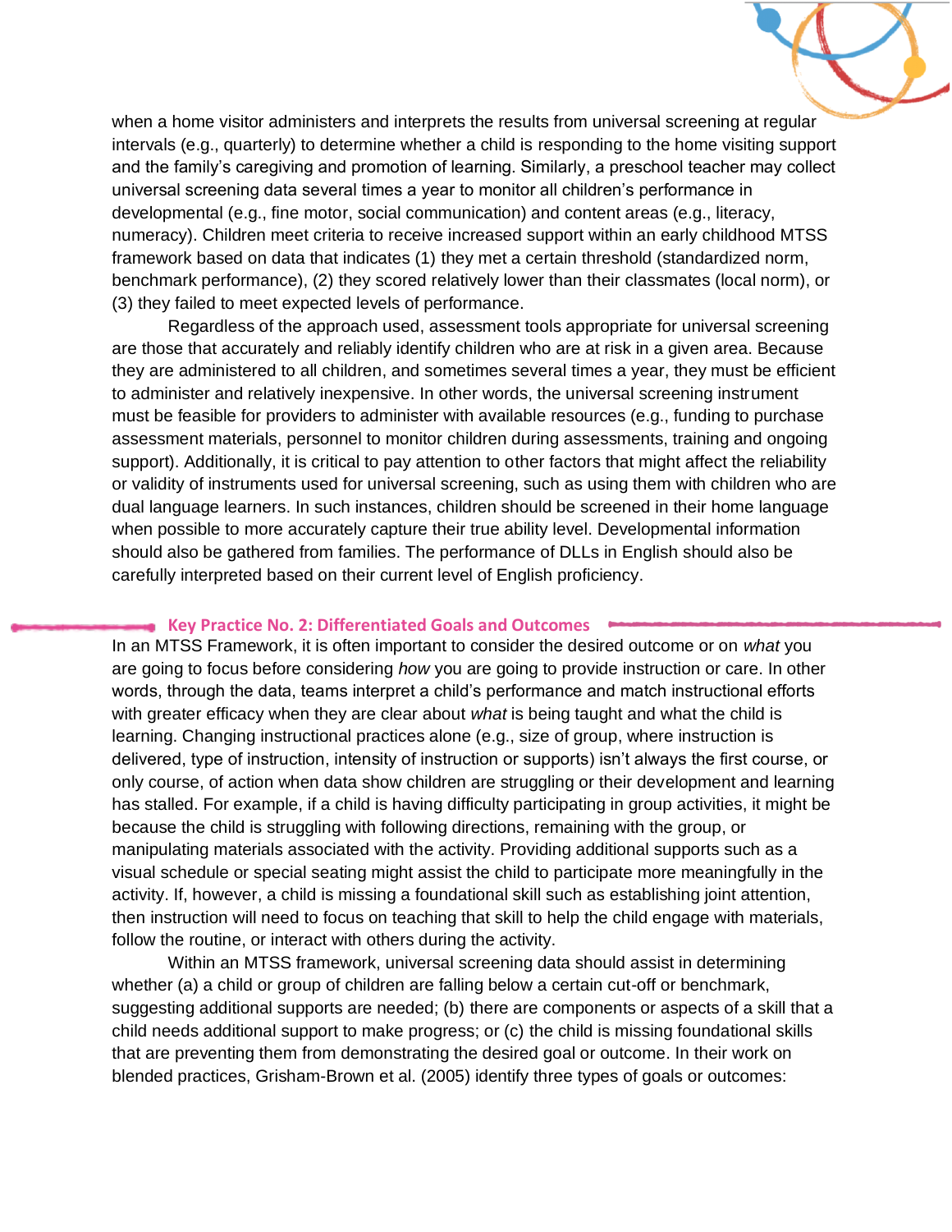when a home visitor administers and interprets the results from universal screening at regular intervals (e.g., quarterly) to determine whether a child is responding to the home visiting support and the family's caregiving and promotion of learning. Similarly, a preschool teacher may collect universal screening data several times a year to monitor all children's performance in developmental (e.g., fine motor, social communication) and content areas (e.g., literacy, numeracy). Children meet criteria to receive increased support within an early childhood MTSS framework based on data that indicates (1) they met a certain threshold (standardized norm, benchmark performance), (2) they scored relatively lower than their classmates (local norm), or (3) they failed to meet expected levels of performance.

Regardless of the approach used, assessment tools appropriate for universal screening are those that accurately and reliably identify children who are at risk in a given area. Because they are administered to all children, and sometimes several times a year, they must be efficient to administer and relatively inexpensive. In other words, the universal screening instrument must be feasible for providers to administer with available resources (e.g., funding to purchase assessment materials, personnel to monitor children during assessments, training and ongoing support). Additionally, it is critical to pay attention to other factors that might affect the reliability or validity of instruments used for universal screening, such as using them with children who are dual language learners. In such instances, children should be screened in their home language when possible to more accurately capture their true ability level. Developmental information should also be gathered from families. The performance of DLLs in English should also be carefully interpreted based on their current level of English proficiency.

## Key Practice No. 2: Differentiated Goals and Outcomes

In an MTSS Framework, it is often important to consider the desired outcome or on *what* you are going to focus before considering *how* you are going to provide instruction or care. In other words, through the data, teams interpret a child's performance and match instructional efforts with greater efficacy when they are clear about *what* is being taught and what the child is learning. Changing instructional practices alone (e.g., size of group, where instruction is delivered, type of instruction, intensity of instruction or supports) isn't always the first course, or only course, of action when data show children are struggling or their development and learning has stalled. For example, if a child is having difficulty participating in group activities, it might be because the child is struggling with following directions, remaining with the group, or manipulating materials associated with the activity. Providing additional supports such as a visual schedule or special seating might assist the child to participate more meaningfully in the activity. If, however, a child is missing a foundational skill such as establishing joint attention, then instruction will need to focus on teaching that skill to help the child engage with materials, follow the routine, or interact with others during the activity.

Within an MTSS framework, universal screening data should assist in determining whether (a) a child or group of children are falling below a certain cut-off or benchmark, suggesting additional supports are needed; (b) there are components or aspects of a skill that a child needs additional support to make progress; or (c) the child is missing foundational skills that are preventing them from demonstrating the desired goal or outcome. In their work on blended practices, Grisham-Brown et al. (2005) identify three types of goals or outcomes: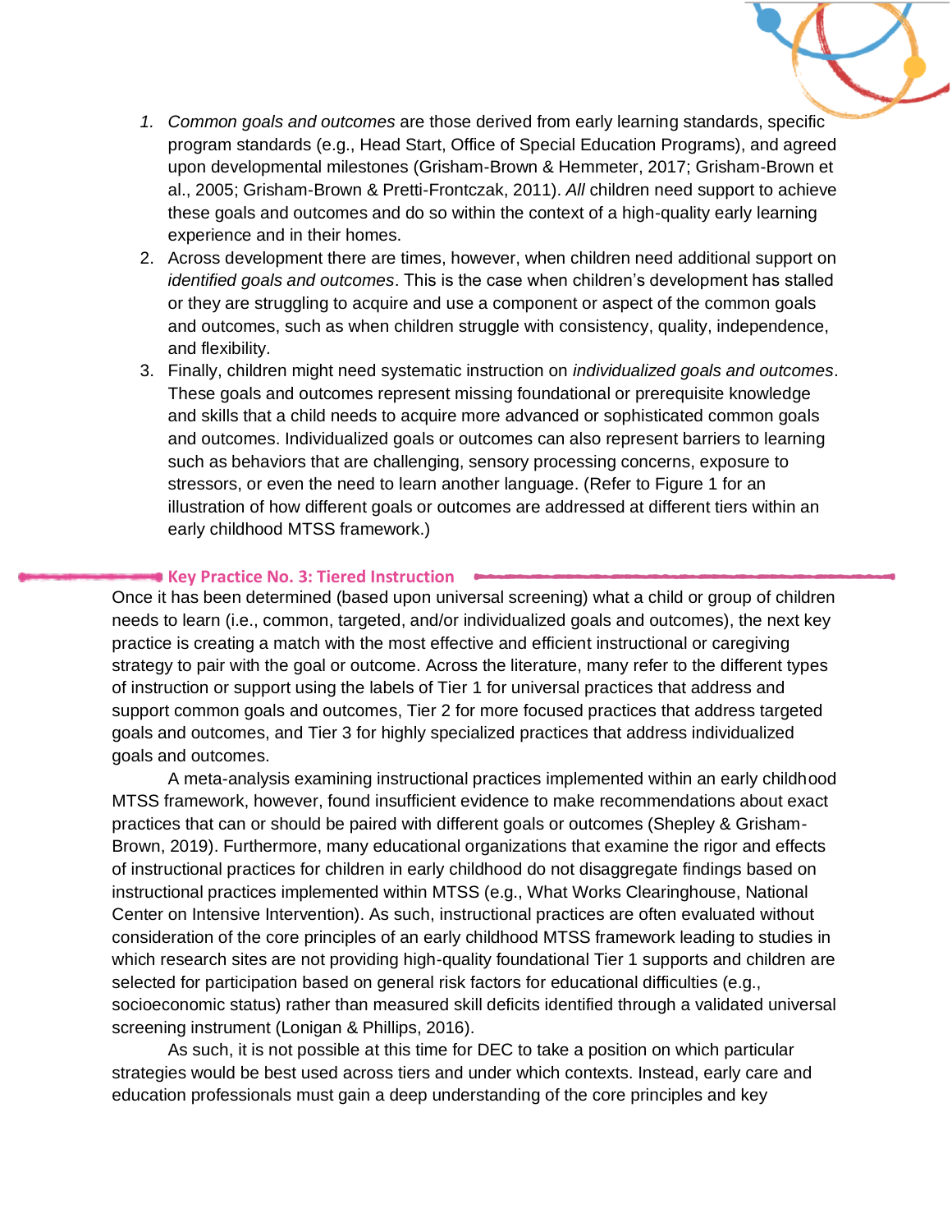1. *Common goals and outcomes* are those derived from early learning standards, specific program standards (e.g., Head Start, Office of Special Education Programs), and agreed upon developmental milestones (Grisham-Brown & Hemmeter, 2017; Grisham-Brown et al., 2005; Grisham-Brown & Pretti-Frontczak, 2011). *All* children need support to achieve these goals and outcomes and do so within the context of a high-quality early learning experience and in their homes.
2. Across development there are times, however, when children need additional support on *identified goals and outcomes*. This is the case when children's development has stalled or they are struggling to acquire and use a component or aspect of the common goals and outcomes, such as when children struggle with consistency, quality, independence, and flexibility.
3. Finally, children might need systematic instruction on *individualized goals and outcomes*. These goals and outcomes represent missing foundational or prerequisite knowledge and skills that a child needs to acquire more advanced or sophisticated common goals and outcomes. Individualized goals or outcomes can also represent barriers to learning such as behaviors that are challenging, sensory processing concerns, exposure to stressors, or even the need to learn another language. (Refer to Figure 1 for an illustration of how different goals or outcomes are addressed at different tiers within an early childhood MTSS framework.)

## Key Practice No. 3: Tiered Instruction

Once it has been determined (based upon universal screening) what a child or group of children needs to learn (i.e., common, targeted, and/or individualized goals and outcomes), the next key practice is creating a match with the most effective and efficient instructional or caregiving strategy to pair with the goal or outcome. Across the literature, many refer to the different types of instruction or support using the labels of Tier 1 for universal practices that address and support common goals and outcomes, Tier 2 for more focused practices that address targeted goals and outcomes, and Tier 3 for highly specialized practices that address individualized goals and outcomes.

A meta-analysis examining instructional practices implemented within an early childhood MTSS framework, however, found insufficient evidence to make recommendations about exact practices that can or should be paired with different goals or outcomes (Shepley & Grisham-Brown, 2019). Furthermore, many educational organizations that examine the rigor and effects of instructional practices for children in early childhood do not disaggregate findings based on instructional practices implemented within MTSS (e.g., What Works Clearinghouse, National Center on Intensive Intervention). As such, instructional practices are often evaluated without consideration of the core principles of an early childhood MTSS framework leading to studies in which research sites are not providing high-quality foundational Tier 1 supports and children are selected for participation based on general risk factors for educational difficulties (e.g., socioeconomic status) rather than measured skill deficits identified through a validated universal screening instrument (Lonigan & Phillips, 2016).

As such, it is not possible at this time for DEC to take a position on which particular strategies would be best used across tiers and under which contexts. Instead, early care and education professionals must gain a deep understanding of the core principles and key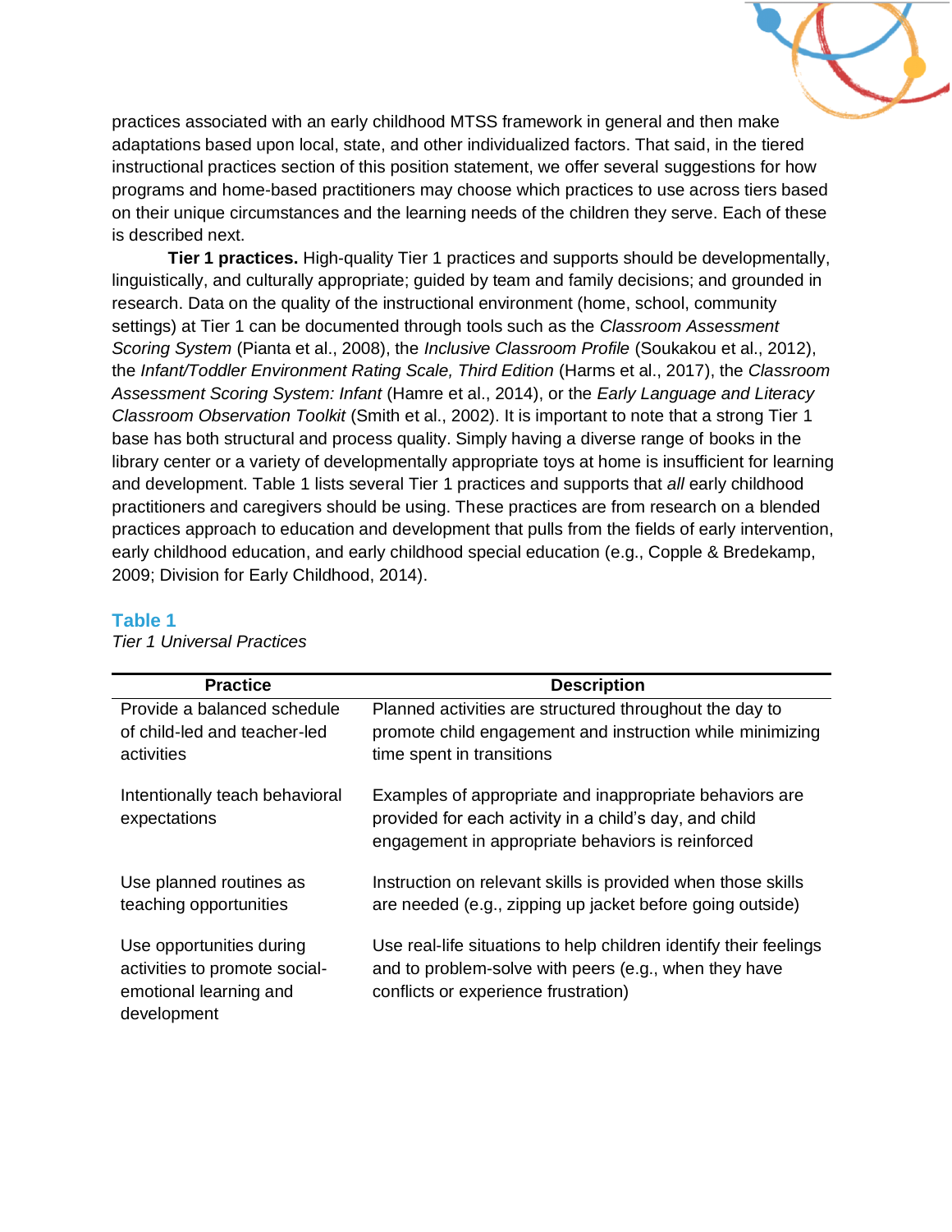practices associated with an early childhood MTSS framework in general and then make adaptations based upon local, state, and other individualized factors. That said, in the tiered instructional practices section of this position statement, we offer several suggestions for how programs and home-based practitioners may choose which practices to use across tiers based on their unique circumstances and the learning needs of the children they serve. Each of these is described next.

**Tier 1 practices.** High-quality Tier 1 practices and supports should be developmentally, linguistically, and culturally appropriate; guided by team and family decisions; and grounded in research. Data on the quality of the instructional environment (home, school, community settings) at Tier 1 can be documented through tools such as the *Classroom Assessment Scoring System* (Pianta et al., 2008), the *Inclusive Classroom Profile* (Soukakou et al., 2012), the *Infant/Toddler Environment Rating Scale, Third Edition* (Harms et al., 2017), the *Classroom Assessment Scoring System: Infant* (Hamre et al., 2014), or the *Early Language and Literacy Classroom Observation Toolkit* (Smith et al., 2002). It is important to note that a strong Tier 1 base has both structural and process quality. Simply having a diverse range of books in the library center or a variety of developmentally appropriate toys at home is insufficient for learning and development. Table 1 lists several Tier 1 practices and supports that *all* early childhood practitioners and caregivers should be using. These practices are from research on a blended practices approach to education and development that pulls from the fields of early intervention, early childhood education, and early childhood special education (e.g., Copple & Bredekamp, 2009; Division for Early Childhood, 2014).

**Table 1**

*Tier 1 Universal Practices*

| Practice | Description |
|---|---|
| Provide a balanced schedule of child-led and teacher-led activities | Planned activities are structured throughout the day to promote child engagement and instruction while minimizing time spent in transitions |
| Intentionally teach behavioral expectations | Examples of appropriate and inappropriate behaviors are provided for each activity in a child's day, and child engagement in appropriate behaviors is reinforced |
| Use planned routines as teaching opportunities | Instruction on relevant skills is provided when those skills are needed (e.g., zipping up jacket before going outside) |
| Use opportunities during activities to promote social-emotional learning and development | Use real-life situations to help children identify their feelings and to problem-solve with peers (e.g., when they have conflicts or experience frustration) |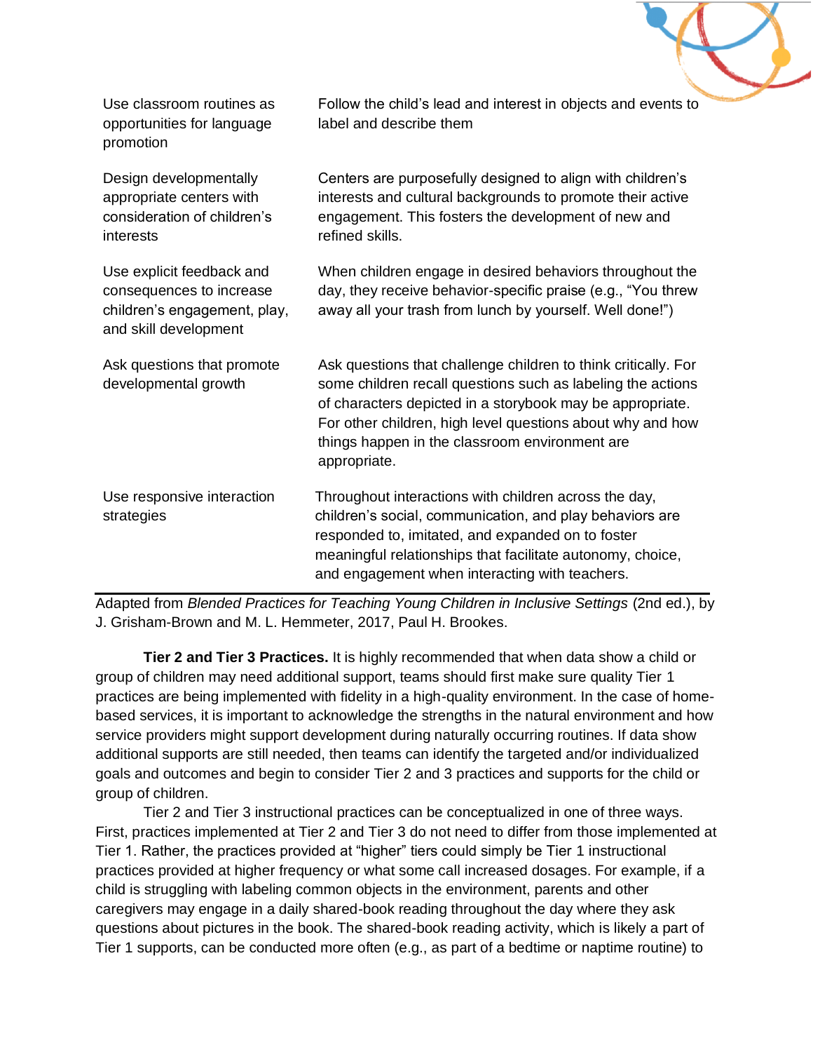| | |
|---|---|
| Use classroom routines as opportunities for language promotion | Follow the child's lead and interest in objects and events to label and describe them |
| Design developmentally appropriate centers with consideration of children's interests | Centers are purposefully designed to align with children's interests and cultural backgrounds to promote their active engagement. This fosters the development of new and refined skills. |
| Use explicit feedback and consequences to increase children's engagement, play, and skill development | When children engage in desired behaviors throughout the day, they receive behavior-specific praise (e.g., "You threw away all your trash from lunch by yourself. Well done!") |
| Ask questions that promote developmental growth | Ask questions that challenge children to think critically. For some children recall questions such as labeling the actions of characters depicted in a storybook may be appropriate. For other children, high level questions about why and how things happen in the classroom environment are appropriate. |
| Use responsive interaction strategies | Throughout interactions with children across the day, children's social, communication, and play behaviors are responded to, imitated, and expanded on to foster meaningful relationships that facilitate autonomy, choice, and engagement when interacting with teachers. |

Adapted from *Blended Practices for Teaching Young Children in Inclusive Settings* (2nd ed.), by J. Grisham-Brown and M. L. Hemmeter, 2017, Paul H. Brookes.

**Tier 2 and Tier 3 Practices.** It is highly recommended that when data show a child or group of children may need additional support, teams should first make sure quality Tier 1 practices are being implemented with fidelity in a high-quality environment. In the case of home-based services, it is important to acknowledge the strengths in the natural environment and how service providers might support development during naturally occurring routines. If data show additional supports are still needed, then teams can identify the targeted and/or individualized goals and outcomes and begin to consider Tier 2 and 3 practices and supports for the child or group of children.

Tier 2 and Tier 3 instructional practices can be conceptualized in one of three ways. First, practices implemented at Tier 2 and Tier 3 do not need to differ from those implemented at Tier 1. Rather, the practices provided at "higher" tiers could simply be Tier 1 instructional practices provided at higher frequency or what some call increased dosages. For example, if a child is struggling with labeling common objects in the environment, parents and other caregivers may engage in a daily shared-book reading throughout the day where they ask questions about pictures in the book. The shared-book reading activity, which is likely a part of Tier 1 supports, can be conducted more often (e.g., as part of a bedtime or naptime routine) to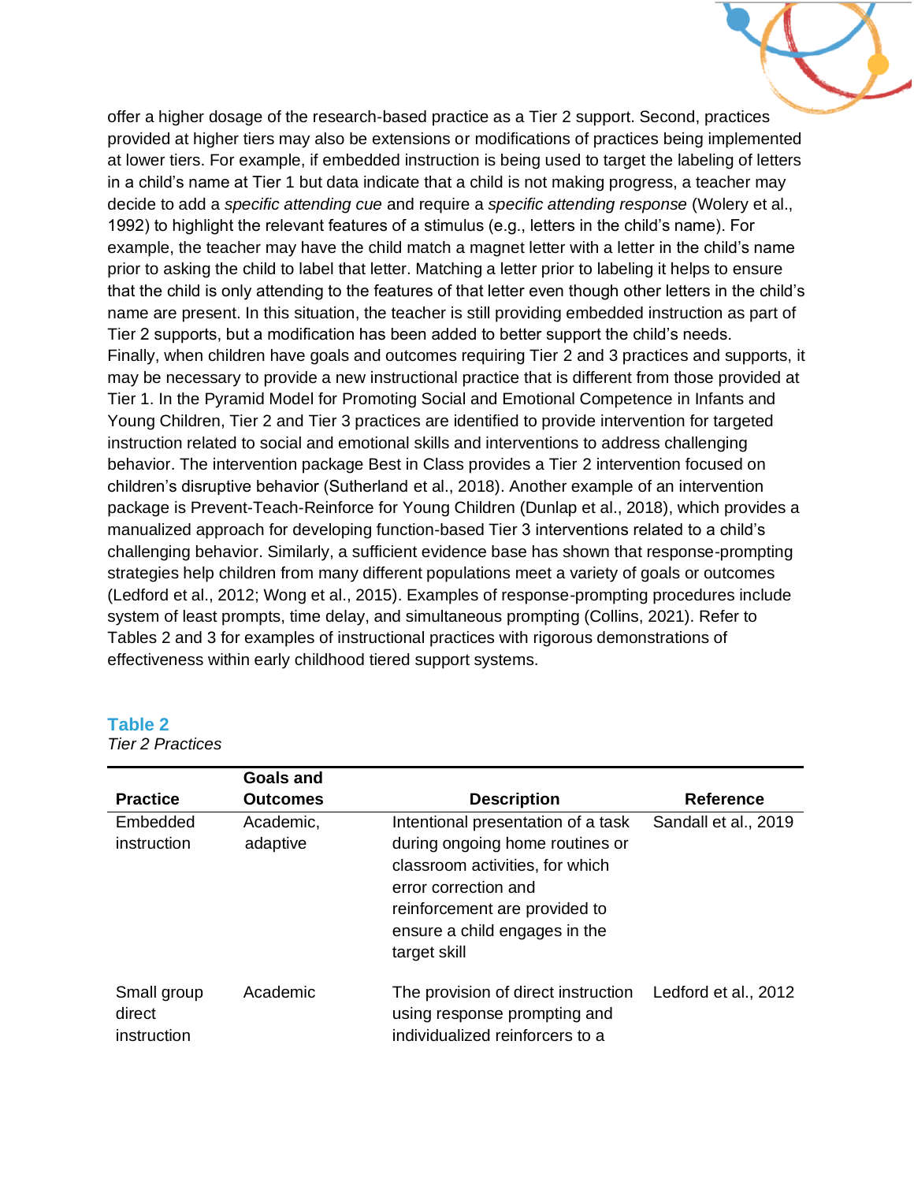offer a higher dosage of the research-based practice as a Tier 2 support. Second, practices provided at higher tiers may also be extensions or modifications of practices being implemented at lower tiers. For example, if embedded instruction is being used to target the labeling of letters in a child's name at Tier 1 but data indicate that a child is not making progress, a teacher may decide to add a *specific attending cue* and require a *specific attending response* (Wolery et al., 1992) to highlight the relevant features of a stimulus (e.g., letters in the child's name). For example, the teacher may have the child match a magnet letter with a letter in the child's name prior to asking the child to label that letter. Matching a letter prior to labeling it helps to ensure that the child is only attending to the features of that letter even though other letters in the child's name are present. In this situation, the teacher is still providing embedded instruction as part of Tier 2 supports, but a modification has been added to better support the child's needs.

Finally, when children have goals and outcomes requiring Tier 2 and 3 practices and supports, it may be necessary to provide a new instructional practice that is different from those provided at Tier 1. In the Pyramid Model for Promoting Social and Emotional Competence in Infants and Young Children, Tier 2 and Tier 3 practices are identified to provide intervention for targeted instruction related to social and emotional skills and interventions to address challenging behavior. The intervention package Best in Class provides a Tier 2 intervention focused on children's disruptive behavior (Sutherland et al., 2018). Another example of an intervention package is Prevent-Teach-Reinforce for Young Children (Dunlap et al., 2018), which provides a manualized approach for developing function-based Tier 3 interventions related to a child's challenging behavior. Similarly, a sufficient evidence base has shown that response-prompting strategies help children from many different populations meet a variety of goals or outcomes (Ledford et al., 2012; Wong et al., 2015). Examples of response-prompting procedures include system of least prompts, time delay, and simultaneous prompting (Collins, 2021). Refer to Tables 2 and 3 for examples of instructional practices with rigorous demonstrations of effectiveness within early childhood tiered support systems.

**Table 2**

*Tier 2 Practices*

| Practice | Goals and Outcomes | Description | Reference |
|---|---|---|---|
| Embedded instruction | Academic, adaptive | Intentional presentation of a task during ongoing home routines or classroom activities, for which error correction and reinforcement are provided to ensure a child engages in the target skill | Sandall et al., 2019 |
| Small group direct instruction | Academic | The provision of direct instruction using response prompting and individualized reinforcers to a | Ledford et al., 2012 |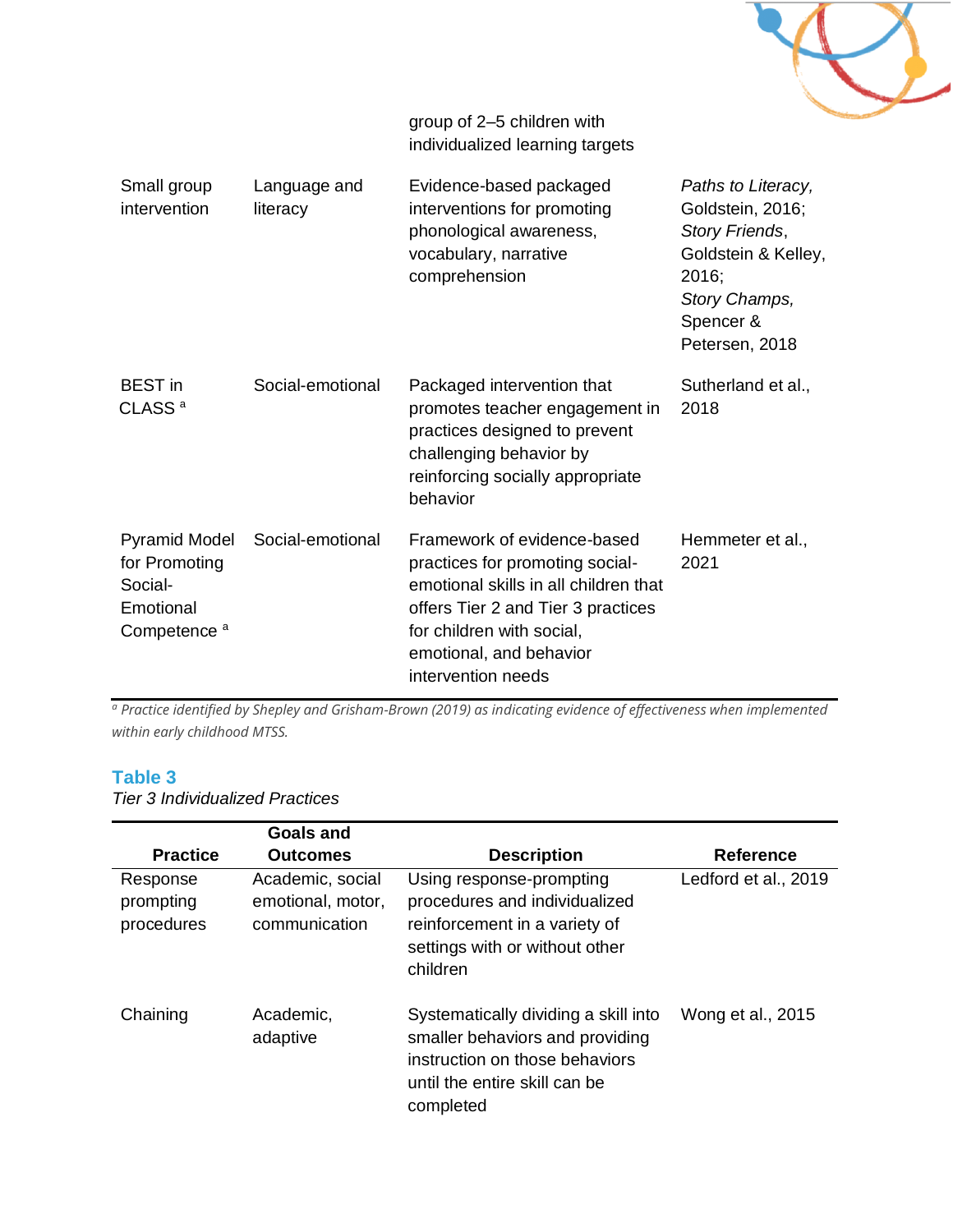| | | | |
|---|---|---|---|
| | | group of 2–5 children with individualized learning targets | |
| Small group intervention | Language and literacy | Evidence-based packaged interventions for promoting phonological awareness, vocabulary, narrative comprehension | *Paths to Literacy,* Goldstein, 2016; *Story Friends*, Goldstein & Kelley, 2016; *Story Champs,* Spencer & Petersen, 2018 |
| BEST in CLASS [a] | Social-emotional | Packaged intervention that promotes teacher engagement in practices designed to prevent challenging behavior by reinforcing socially appropriate behavior | Sutherland et al., 2018 |
| Pyramid Model for Promoting Social-Emotional Competence [a] | Social-emotional | Framework of evidence-based practices for promoting social-emotional skills in all children that offers Tier 2 and Tier 3 practices for children with social, emotional, and behavior intervention needs | Hemmeter et al., 2021 |

*[a] Practice identified by Shepley and Grisham-Brown (2019) as indicating evidence of effectiveness when implemented within early childhood MTSS.*

**Table 3**
*Tier 3 Individualized Practices*

| Practice | Goals and Outcomes | Description | Reference |
|---|---|---|---|
| Response prompting procedures | Academic, social emotional, motor, communication | Using response-prompting procedures and individualized reinforcement in a variety of settings with or without other children | Ledford et al., 2019 |
| Chaining | Academic, adaptive | Systematically dividing a skill into smaller behaviors and providing instruction on those behaviors until the entire skill can be completed | Wong et al., 2015 |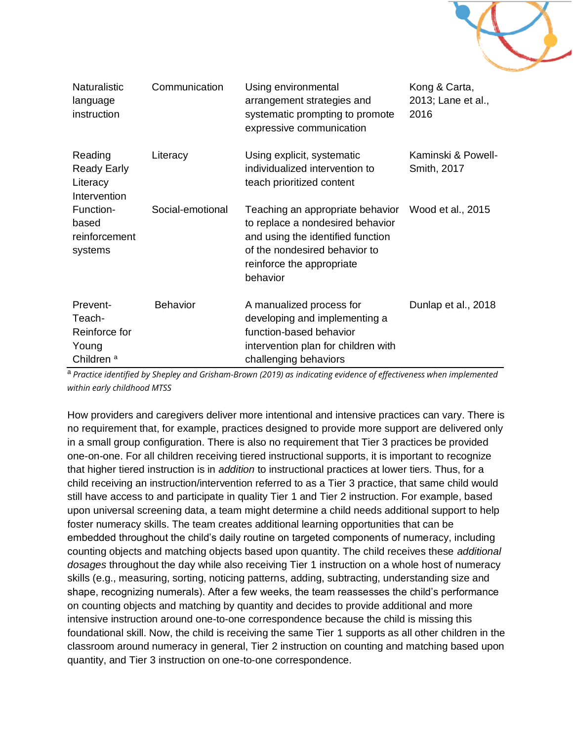| | | | |
|---|---|---|---|
| Naturalistic language instruction | Communication | Using environmental arrangement strategies and systematic prompting to promote expressive communication | Kong & Carta, 2013; Lane et al., 2016 |
| Reading Ready Early Literacy Intervention | Literacy | Using explicit, systematic individualized intervention to teach prioritized content | Kaminski & Powell-Smith, 2017 |
| Function-based reinforcement systems | Social-emotional | Teaching an appropriate behavior to replace a nondesired behavior and using the identified function of the nondesired behavior to reinforce the appropriate behavior | Wood et al., 2015 |
| Prevent-Teach-Reinforce for Young Children [a] | Behavior | A manualized process for developing and implementing a function-based behavior intervention plan for children with challenging behaviors | Dunlap et al., 2018 |

[a] *Practice identified by Shepley and Grisham-Brown (2019) as indicating evidence of effectiveness when implemented within early childhood MTSS*

How providers and caregivers deliver more intentional and intensive practices can vary. There is no requirement that, for example, practices designed to provide more support are delivered only in a small group configuration. There is also no requirement that Tier 3 practices be provided one-on-one. For all children receiving tiered instructional supports, it is important to recognize that higher tiered instruction is in *addition* to instructional practices at lower tiers. Thus, for a child receiving an instruction/intervention referred to as a Tier 3 practice, that same child would still have access to and participate in quality Tier 1 and Tier 2 instruction. For example, based upon universal screening data, a team might determine a child needs additional support to help foster numeracy skills. The team creates additional learning opportunities that can be embedded throughout the child's daily routine on targeted components of numeracy, including counting objects and matching objects based upon quantity. The child receives these *additional dosages* throughout the day while also receiving Tier 1 instruction on a whole host of numeracy skills (e.g., measuring, sorting, noticing patterns, adding, subtracting, understanding size and shape, recognizing numerals). After a few weeks, the team reassesses the child's performance on counting objects and matching by quantity and decides to provide additional and more intensive instruction around one-to-one correspondence because the child is missing this foundational skill. Now, the child is receiving the same Tier 1 supports as all other children in the classroom around numeracy in general, Tier 2 instruction on counting and matching based upon quantity, and Tier 3 instruction on one-to-one correspondence.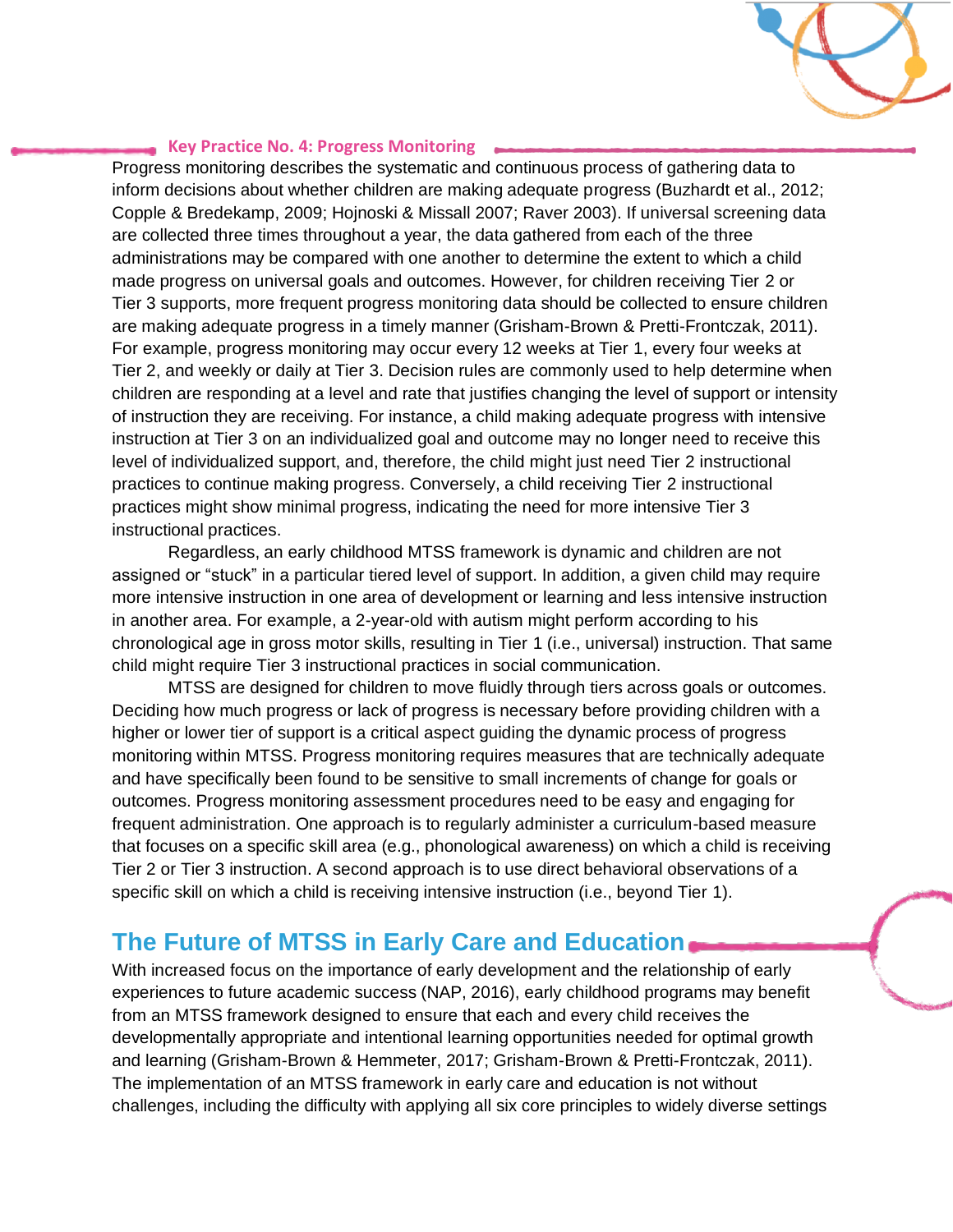### Key Practice No. 4: Progress Monitoring

Progress monitoring describes the systematic and continuous process of gathering data to inform decisions about whether children are making adequate progress (Buzhardt et al., 2012; Copple & Bredekamp, 2009; Hojnoski & Missall 2007; Raver 2003). If universal screening data are collected three times throughout a year, the data gathered from each of the three administrations may be compared with one another to determine the extent to which a child made progress on universal goals and outcomes. However, for children receiving Tier 2 or Tier 3 supports, more frequent progress monitoring data should be collected to ensure children are making adequate progress in a timely manner (Grisham-Brown & Pretti-Frontczak, 2011). For example, progress monitoring may occur every 12 weeks at Tier 1, every four weeks at Tier 2, and weekly or daily at Tier 3. Decision rules are commonly used to help determine when children are responding at a level and rate that justifies changing the level of support or intensity of instruction they are receiving. For instance, a child making adequate progress with intensive instruction at Tier 3 on an individualized goal and outcome may no longer need to receive this level of individualized support, and, therefore, the child might just need Tier 2 instructional practices to continue making progress. Conversely, a child receiving Tier 2 instructional practices might show minimal progress, indicating the need for more intensive Tier 3 instructional practices.

Regardless, an early childhood MTSS framework is dynamic and children are not assigned or "stuck" in a particular tiered level of support. In addition, a given child may require more intensive instruction in one area of development or learning and less intensive instruction in another area. For example, a 2-year-old with autism might perform according to his chronological age in gross motor skills, resulting in Tier 1 (i.e., universal) instruction. That same child might require Tier 3 instructional practices in social communication.

MTSS are designed for children to move fluidly through tiers across goals or outcomes. Deciding how much progress or lack of progress is necessary before providing children with a higher or lower tier of support is a critical aspect guiding the dynamic process of progress monitoring within MTSS. Progress monitoring requires measures that are technically adequate and have specifically been found to be sensitive to small increments of change for goals or outcomes. Progress monitoring assessment procedures need to be easy and engaging for frequent administration. One approach is to regularly administer a curriculum-based measure that focuses on a specific skill area (e.g., phonological awareness) on which a child is receiving Tier 2 or Tier 3 instruction. A second approach is to use direct behavioral observations of a specific skill on which a child is receiving intensive instruction (i.e., beyond Tier 1).

## The Future of MTSS in Early Care and Education

With increased focus on the importance of early development and the relationship of early experiences to future academic success (NAP, 2016), early childhood programs may benefit from an MTSS framework designed to ensure that each and every child receives the developmentally appropriate and intentional learning opportunities needed for optimal growth and learning (Grisham-Brown & Hemmeter, 2017; Grisham-Brown & Pretti-Frontczak, 2011). The implementation of an MTSS framework in early care and education is not without challenges, including the difficulty with applying all six core principles to widely diverse settings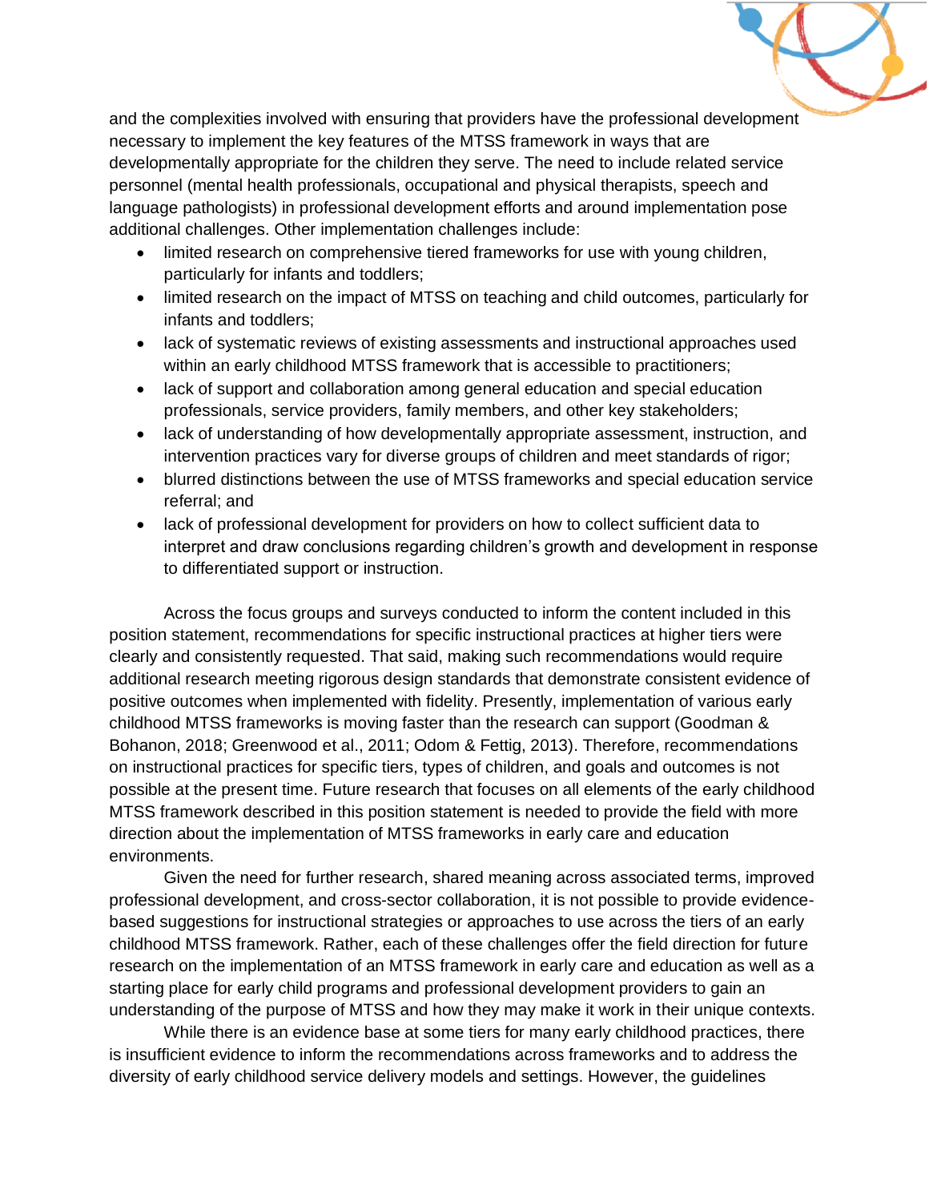and the complexities involved with ensuring that providers have the professional development necessary to implement the key features of the MTSS framework in ways that are developmentally appropriate for the children they serve. The need to include related service personnel (mental health professionals, occupational and physical therapists, speech and language pathologists) in professional development efforts and around implementation pose additional challenges. Other implementation challenges include:

- limited research on comprehensive tiered frameworks for use with young children, particularly for infants and toddlers;
- limited research on the impact of MTSS on teaching and child outcomes, particularly for infants and toddlers;
- lack of systematic reviews of existing assessments and instructional approaches used within an early childhood MTSS framework that is accessible to practitioners;
- lack of support and collaboration among general education and special education professionals, service providers, family members, and other key stakeholders;
- lack of understanding of how developmentally appropriate assessment, instruction, and intervention practices vary for diverse groups of children and meet standards of rigor;
- blurred distinctions between the use of MTSS frameworks and special education service referral; and
- lack of professional development for providers on how to collect sufficient data to interpret and draw conclusions regarding children's growth and development in response to differentiated support or instruction.

Across the focus groups and surveys conducted to inform the content included in this position statement, recommendations for specific instructional practices at higher tiers were clearly and consistently requested. That said, making such recommendations would require additional research meeting rigorous design standards that demonstrate consistent evidence of positive outcomes when implemented with fidelity. Presently, implementation of various early childhood MTSS frameworks is moving faster than the research can support (Goodman & Bohanon, 2018; Greenwood et al., 2011; Odom & Fettig, 2013). Therefore, recommendations on instructional practices for specific tiers, types of children, and goals and outcomes is not possible at the present time. Future research that focuses on all elements of the early childhood MTSS framework described in this position statement is needed to provide the field with more direction about the implementation of MTSS frameworks in early care and education environments.

Given the need for further research, shared meaning across associated terms, improved professional development, and cross-sector collaboration, it is not possible to provide evidence-based suggestions for instructional strategies or approaches to use across the tiers of an early childhood MTSS framework. Rather, each of these challenges offer the field direction for future research on the implementation of an MTSS framework in early care and education as well as a starting place for early child programs and professional development providers to gain an understanding of the purpose of MTSS and how they may make it work in their unique contexts.

While there is an evidence base at some tiers for many early childhood practices, there is insufficient evidence to inform the recommendations across frameworks and to address the diversity of early childhood service delivery models and settings. However, the guidelines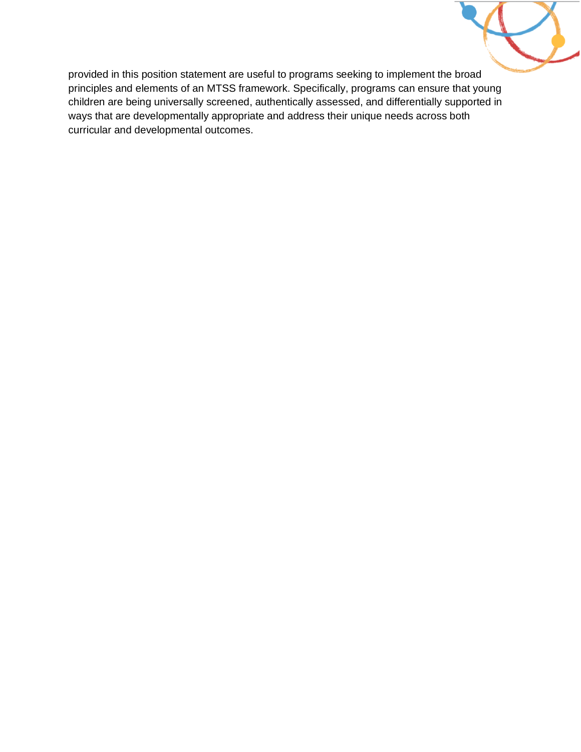provided in this position statement are useful to programs seeking to implement the broad principles and elements of an MTSS framework. Specifically, programs can ensure that young children are being universally screened, authentically assessed, and differentially supported in ways that are developmentally appropriate and address their unique needs across both curricular and developmental outcomes.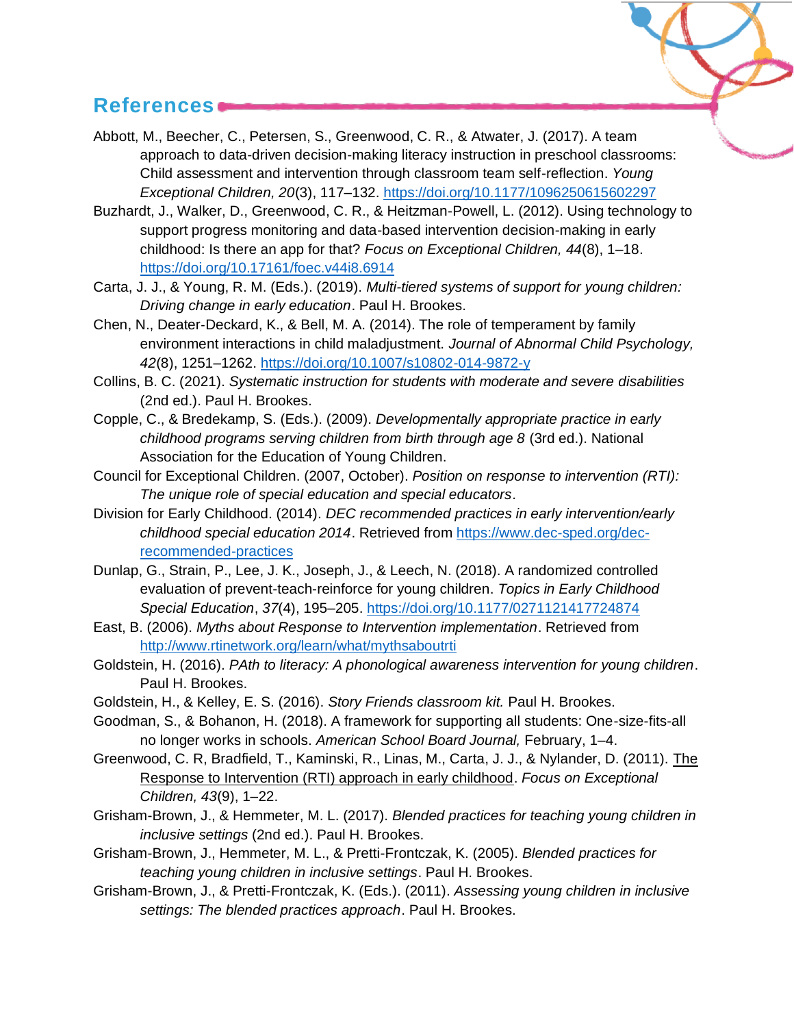## References

Abbott, M., Beecher, C., Petersen, S., Greenwood, C. R., & Atwater, J. (2017). A team approach to data-driven decision-making literacy instruction in preschool classrooms: Child assessment and intervention through classroom team self-reflection. *Young Exceptional Children, 20*(3), 117–132. https://doi.org/10.1177/1096250615602297

Buzhardt, J., Walker, D., Greenwood, C. R., & Heitzman-Powell, L. (2012). Using technology to support progress monitoring and data-based intervention decision-making in early childhood: Is there an app for that? *Focus on Exceptional Children, 44*(8), 1–18. https://doi.org/10.17161/foec.v44i8.6914

Carta, J. J., & Young, R. M. (Eds.). (2019). *Multi-tiered systems of support for young children: Driving change in early education*. Paul H. Brookes.

Chen, N., Deater-Deckard, K., & Bell, M. A. (2014). The role of temperament by family environment interactions in child maladjustment. *Journal of Abnormal Child Psychology, 42*(8), 1251–1262. https://doi.org/10.1007/s10802-014-9872-y

Collins, B. C. (2021). *Systematic instruction for students with moderate and severe disabilities* (2nd ed.). Paul H. Brookes.

Copple, C., & Bredekamp, S. (Eds.). (2009). *Developmentally appropriate practice in early childhood programs serving children from birth through age 8* (3rd ed.). National Association for the Education of Young Children.

Council for Exceptional Children. (2007, October). *Position on response to intervention (RTI): The unique role of special education and special educators*.

Division for Early Childhood. (2014). *DEC recommended practices in early intervention/early childhood special education 2014*. Retrieved from https://www.dec-sped.org/dec-recommended-practices

Dunlap, G., Strain, P., Lee, J. K., Joseph, J., & Leech, N. (2018). A randomized controlled evaluation of prevent-teach-reinforce for young children. *Topics in Early Childhood Special Education*, *37*(4), 195–205. https://doi.org/10.1177/0271121417724874

East, B. (2006). *Myths about Response to Intervention implementation*. Retrieved from http://www.rtinetwork.org/learn/what/mythsaboutrti

Goldstein, H. (2016). *PAth to literacy: A phonological awareness intervention for young children*. Paul H. Brookes.

Goldstein, H., & Kelley, E. S. (2016). *Story Friends classroom kit.* Paul H. Brookes.

Goodman, S., & Bohanon, H. (2018). A framework for supporting all students: One-size-fits-all no longer works in schools. *American School Board Journal,* February, 1–4.

Greenwood, C. R, Bradfield, T., Kaminski, R., Linas, M., Carta, J. J., & Nylander, D. (2011). The Response to Intervention (RTI) approach in early childhood. *Focus on Exceptional Children, 43*(9), 1–22.

Grisham-Brown, J., & Hemmeter, M. L. (2017). *Blended practices for teaching young children in inclusive settings* (2nd ed.). Paul H. Brookes.

Grisham-Brown, J., Hemmeter, M. L., & Pretti-Frontczak, K. (2005). *Blended practices for teaching young children in inclusive settings*. Paul H. Brookes.

Grisham-Brown, J., & Pretti-Frontczak, K. (Eds.). (2011). *Assessing young children in inclusive settings: The blended practices approach*. Paul H. Brookes.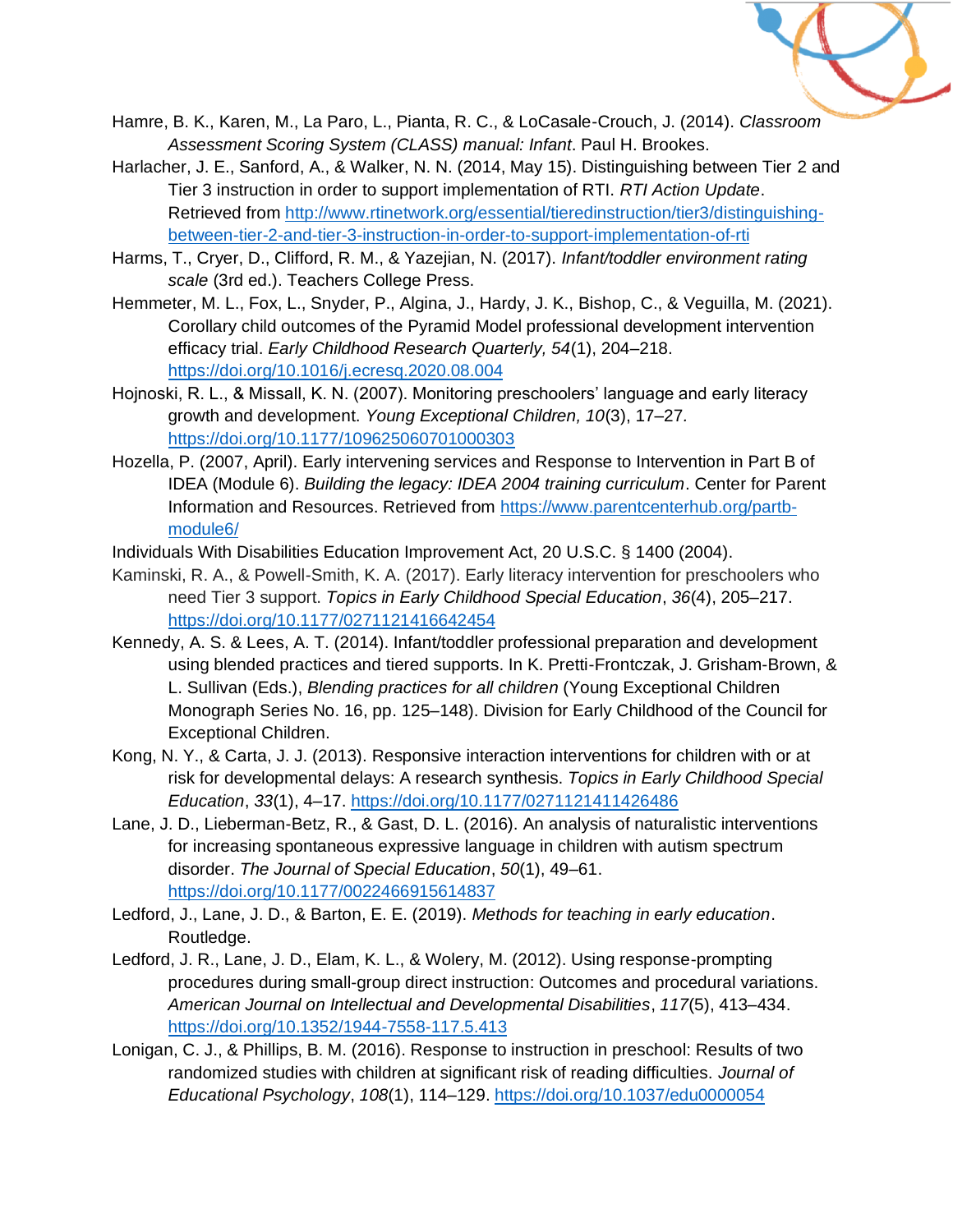Hamre, B. K., Karen, M., La Paro, L., Pianta, R. C., & LoCasale-Crouch, J. (2014). *Classroom Assessment Scoring System (CLASS) manual: Infant*. Paul H. Brookes.

Harlacher, J. E., Sanford, A., & Walker, N. N. (2014, May 15). Distinguishing between Tier 2 and Tier 3 instruction in order to support implementation of RTI. *RTI Action Update*. Retrieved from http://www.rtinetwork.org/essential/tieredinstruction/tier3/distinguishing-between-tier-2-and-tier-3-instruction-in-order-to-support-implementation-of-rti

Harms, T., Cryer, D., Clifford, R. M., & Yazejian, N. (2017). *Infant/toddler environment rating scale* (3rd ed.). Teachers College Press.

Hemmeter, M. L., Fox, L., Snyder, P., Algina, J., Hardy, J. K., Bishop, C., & Veguilla, M. (2021). Corollary child outcomes of the Pyramid Model professional development intervention efficacy trial. *Early Childhood Research Quarterly, 54*(1), 204–218. https://doi.org/10.1016/j.ecresq.2020.08.004

Hojnoski, R. L., & Missall, K. N. (2007). Monitoring preschoolers' language and early literacy growth and development. *Young Exceptional Children, 10*(3), 17–27. https://doi.org/10.1177/109625060701000303

Hozella, P. (2007, April). Early intervening services and Response to Intervention in Part B of IDEA (Module 6). *Building the legacy: IDEA 2004 training curriculum*. Center for Parent Information and Resources. Retrieved from https://www.parentcenterhub.org/partb-module6/

Individuals With Disabilities Education Improvement Act, 20 U.S.C. § 1400 (2004).

Kaminski, R. A., & Powell-Smith, K. A. (2017). Early literacy intervention for preschoolers who need Tier 3 support. *Topics in Early Childhood Special Education*, *36*(4), 205–217. https://doi.org/10.1177/0271121416642454

Kennedy, A. S. & Lees, A. T. (2014). Infant/toddler professional preparation and development using blended practices and tiered supports. In K. Pretti-Frontczak, J. Grisham-Brown, & L. Sullivan (Eds.), *Blending practices for all children* (Young Exceptional Children Monograph Series No. 16, pp. 125–148). Division for Early Childhood of the Council for Exceptional Children.

Kong, N. Y., & Carta, J. J. (2013). Responsive interaction interventions for children with or at risk for developmental delays: A research synthesis. *Topics in Early Childhood Special Education*, *33*(1), 4–17. https://doi.org/10.1177/0271121411426486

Lane, J. D., Lieberman-Betz, R., & Gast, D. L. (2016). An analysis of naturalistic interventions for increasing spontaneous expressive language in children with autism spectrum disorder. *The Journal of Special Education*, *50*(1), 49–61. https://doi.org/10.1177/0022466915614837

Ledford, J., Lane, J. D., & Barton, E. E. (2019). *Methods for teaching in early education*. Routledge.

Ledford, J. R., Lane, J. D., Elam, K. L., & Wolery, M. (2012). Using response-prompting procedures during small-group direct instruction: Outcomes and procedural variations. *American Journal on Intellectual and Developmental Disabilities*, *117*(5), 413–434. https://doi.org/10.1352/1944-7558-117.5.413

Lonigan, C. J., & Phillips, B. M. (2016). Response to instruction in preschool: Results of two randomized studies with children at significant risk of reading difficulties. *Journal of Educational Psychology*, *108*(1), 114–129. https://doi.org/10.1037/edu0000054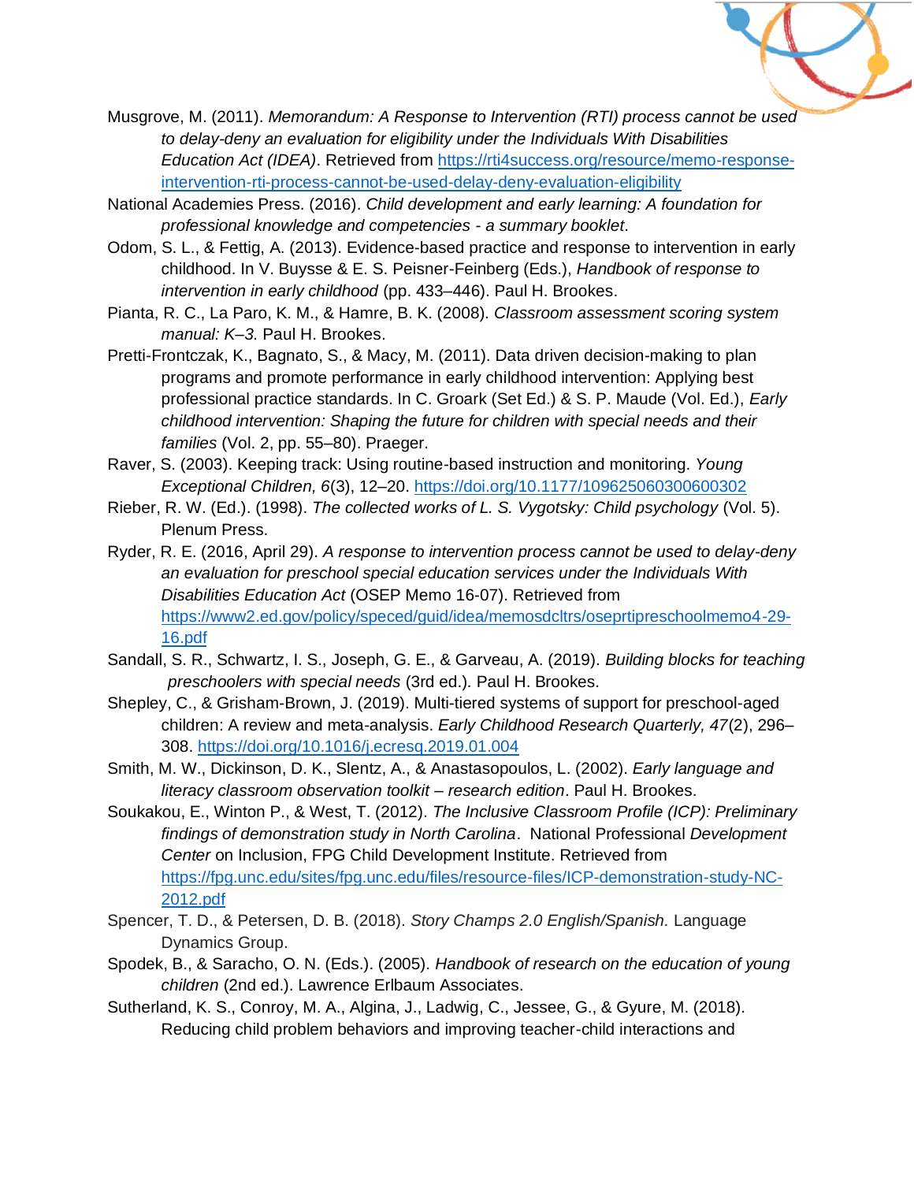Musgrove, M. (2011). *Memorandum: A Response to Intervention (RTI) process cannot be used to delay-deny an evaluation for eligibility under the Individuals With Disabilities Education Act (IDEA)*. Retrieved from [https://rti4success.org/resource/memo-response-intervention-rti-process-cannot-be-used-delay-deny-evaluation-eligibility](https://rti4success.org/resource/memo-response-intervention-rti-process-cannot-be-used-delay-deny-evaluation-eligibility)

National Academies Press. (2016). *Child development and early learning: A foundation for professional knowledge and competencies - a summary booklet*.

Odom, S. L., & Fettig, A. (2013). Evidence-based practice and response to intervention in early childhood. In V. Buysse & E. S. Peisner-Feinberg (Eds.), *Handbook of response to intervention in early childhood* (pp. 433–446). Paul H. Brookes.

Pianta, R. C., La Paro, K. M., & Hamre, B. K. (2008). *Classroom assessment scoring system manual: K–3.* Paul H. Brookes.

Pretti-Frontczak, K., Bagnato, S., & Macy, M. (2011). Data driven decision-making to plan programs and promote performance in early childhood intervention: Applying best professional practice standards. In C. Groark (Set Ed.) & S. P. Maude (Vol. Ed.), *Early childhood intervention: Shaping the future for children with special needs and their families* (Vol. 2, pp. 55–80). Praeger.

Raver, S. (2003). Keeping track: Using routine-based instruction and monitoring. *Young Exceptional Children, 6*(3), 12–20. [https://doi.org/10.1177/109625060300600302](https://doi.org/10.1177/109625060300600302)

Rieber, R. W. (Ed.). (1998). *The collected works of L. S. Vygotsky: Child psychology* (Vol. 5). Plenum Press.

Ryder, R. E. (2016, April 29). *A response to intervention process cannot be used to delay-deny an evaluation for preschool special education services under the Individuals With Disabilities Education Act* (OSEP Memo 16-07). Retrieved from [https://www2.ed.gov/policy/speced/guid/idea/memosdcltrs/oseprtipreschoolmemo4-29-16.pdf](https://www2.ed.gov/policy/speced/guid/idea/memosdcltrs/oseprtipreschoolmemo4-29-16.pdf)

Sandall, S. R., Schwartz, I. S., Joseph, G. E., & Garveau, A. (2019). *Building blocks for teaching preschoolers with special needs* (3rd ed.). Paul H. Brookes.

Shepley, C., & Grisham-Brown, J. (2019). Multi-tiered systems of support for preschool-aged children: A review and meta-analysis. *Early Childhood Research Quarterly, 47*(2), 296–308. [https://doi.org/10.1016/j.ecresq.2019.01.004](https://doi.org/10.1016/j.ecresq.2019.01.004)

Smith, M. W., Dickinson, D. K., Slentz, A., & Anastasopoulos, L. (2002). *Early language and literacy classroom observation toolkit – research edition*. Paul H. Brookes.

Soukakou, E., Winton P., & West, T. (2012). *The Inclusive Classroom Profile (ICP): Preliminary findings of demonstration study in North Carolina*. National Professional *Development Center* on Inclusion, FPG Child Development Institute. Retrieved from [https://fpg.unc.edu/sites/fpg.unc.edu/files/resource-files/ICP-demonstration-study-NC-2012.pdf](https://fpg.unc.edu/sites/fpg.unc.edu/files/resource-files/ICP-demonstration-study-NC-2012.pdf)

Spencer, T. D., & Petersen, D. B. (2018). *Story Champs 2.0 English/Spanish.* Language Dynamics Group.

Spodek, B., & Saracho, O. N. (Eds.). (2005). *Handbook of research on the education of young children* (2nd ed.). Lawrence Erlbaum Associates.

Sutherland, K. S., Conroy, M. A., Algina, J., Ladwig, C., Jessee, G., & Gyure, M. (2018). Reducing child problem behaviors and improving teacher-child interactions and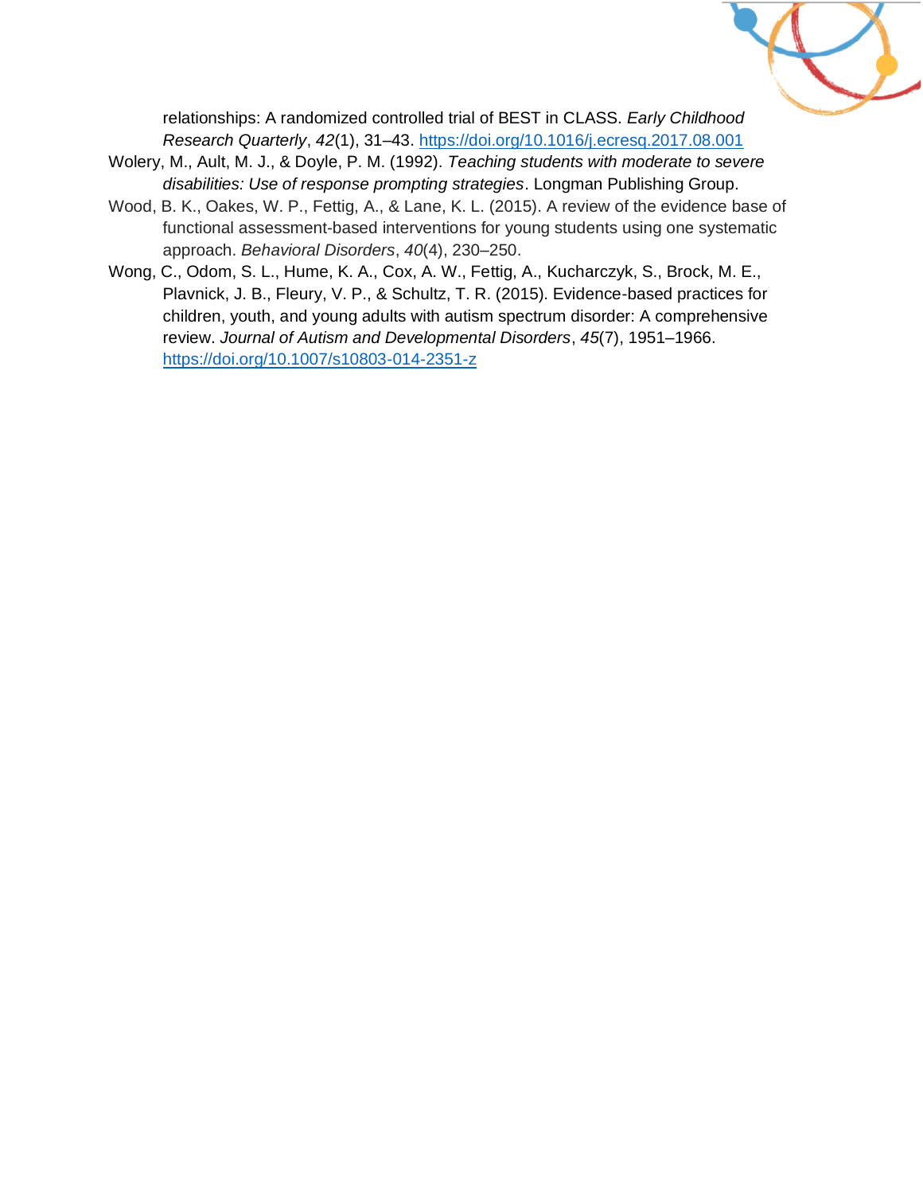relationships: A randomized controlled trial of BEST in CLASS. *Early Childhood Research Quarterly*, *42*(1), 31–43. https://doi.org/10.1016/j.ecresq.2017.08.001

Wolery, M., Ault, M. J., & Doyle, P. M. (1992). *Teaching students with moderate to severe disabilities: Use of response prompting strategies*. Longman Publishing Group.

Wood, B. K., Oakes, W. P., Fettig, A., & Lane, K. L. (2015). A review of the evidence base of functional assessment-based interventions for young students using one systematic approach. *Behavioral Disorders*, *40*(4), 230–250.

Wong, C., Odom, S. L., Hume, K. A., Cox, A. W., Fettig, A., Kucharczyk, S., Brock, M. E., Plavnick, J. B., Fleury, V. P., & Schultz, T. R. (2015). Evidence-based practices for children, youth, and young adults with autism spectrum disorder: A comprehensive review. *Journal of Autism and Developmental Disorders*, *45*(7), 1951–1966. https://doi.org/10.1007/s10803-014-2351-z